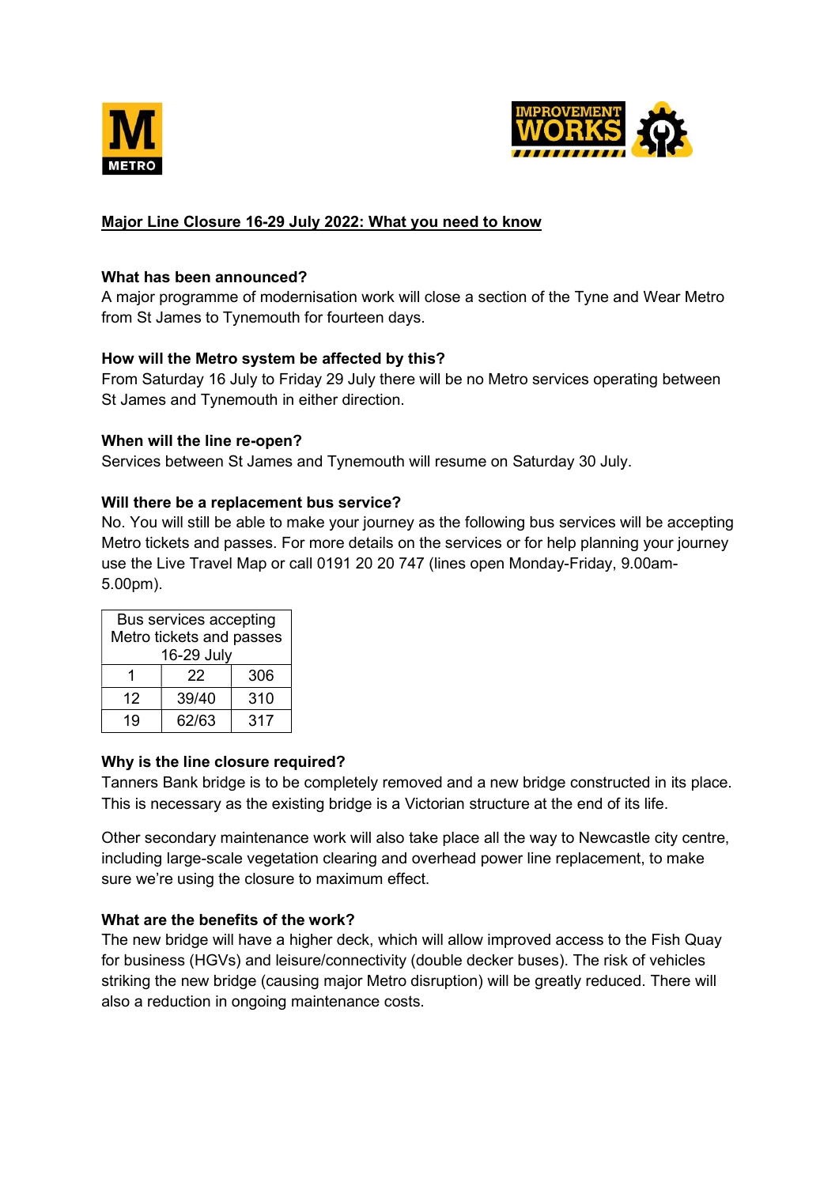# Major Line Closure 16-29 July 2022: What you need to know

**What has been announced?**

A major programme of modernisation work will close a section of the Tyne and Wear Metro from St James to Tynemouth for fourteen days.

**How will the Metro system be affected by this?**

From Saturday 16 July to Friday 29 July there will be no Metro services operating between St James and Tynemouth in either direction.

**When will the line re-open?**

Services between St James and Tynemouth will resume on Saturday 30 July.

**Will there be a replacement bus service?**

No. You will still be able to make your journey as the following bus services will be accepting Metro tickets and passes. For more details on the services or for help planning your journey use the Live Travel Map or call 0191 20 20 747 (lines open Monday-Friday, 9.00am-5.00pm).

| Bus services accepting Metro tickets and passes 16-29 July | | |
|---|---|---|
| 1 | 22 | 306 |
| 12 | 39/40 | 310 |
| 19 | 62/63 | 317 |

**Why is the line closure required?**

Tanners Bank bridge is to be completely removed and a new bridge constructed in its place. This is necessary as the existing bridge is a Victorian structure at the end of its life.

Other secondary maintenance work will also take place all the way to Newcastle city centre, including large-scale vegetation clearing and overhead power line replacement, to make sure we're using the closure to maximum effect.

**What are the benefits of the work?**

The new bridge will have a higher deck, which will allow improved access to the Fish Quay for business (HGVs) and leisure/connectivity (double decker buses). The risk of vehicles striking the new bridge (causing major Metro disruption) will be greatly reduced. There will also a reduction in ongoing maintenance costs.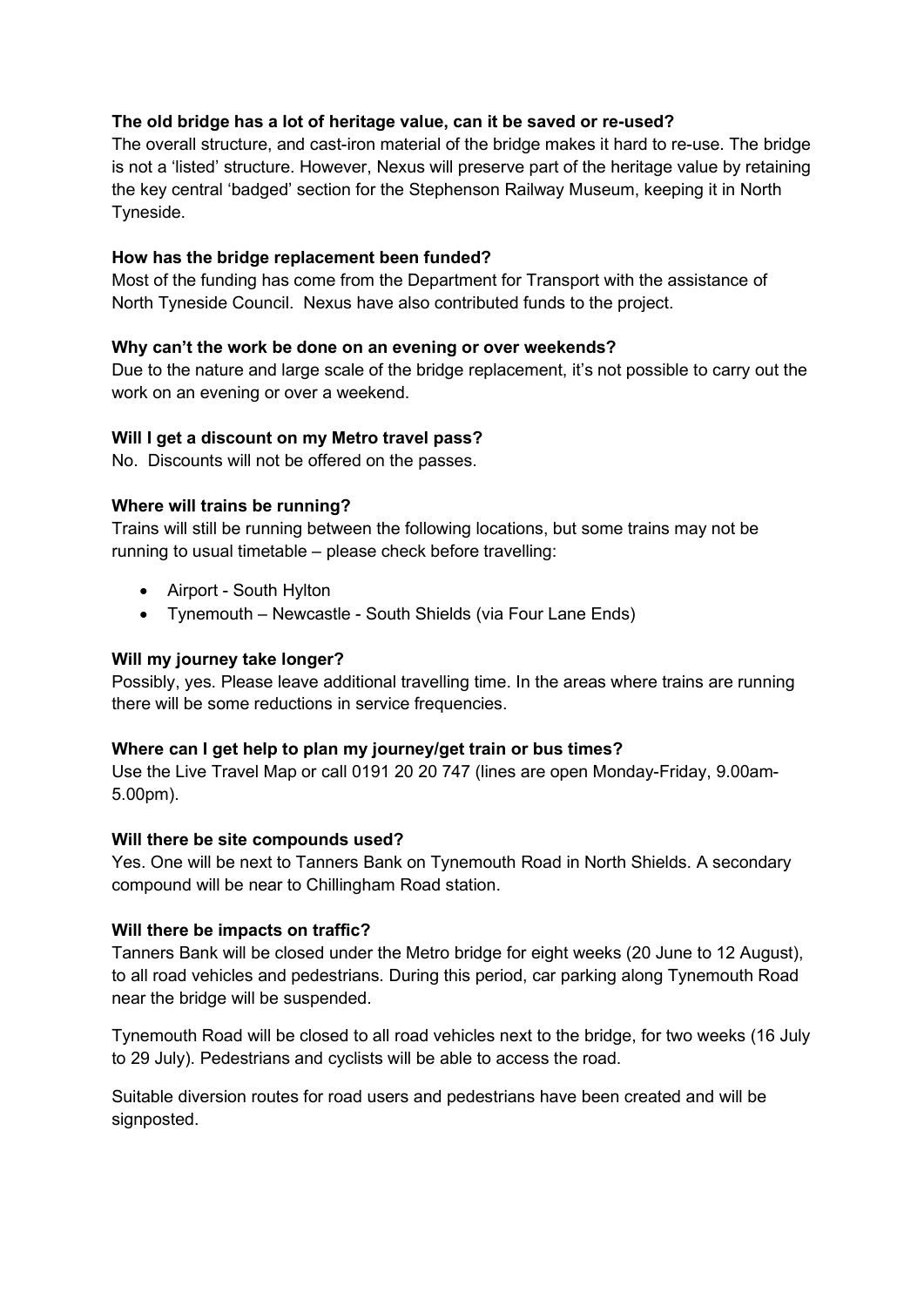**The old bridge has a lot of heritage value, can it be saved or re-used?**

The overall structure, and cast-iron material of the bridge makes it hard to re-use. The bridge is not a 'listed' structure. However, Nexus will preserve part of the heritage value by retaining the key central 'badged' section for the Stephenson Railway Museum, keeping it in North Tyneside.

**How has the bridge replacement been funded?**

Most of the funding has come from the Department for Transport with the assistance of North Tyneside Council. Nexus have also contributed funds to the project.

**Why can't the work be done on an evening or over weekends?**

Due to the nature and large scale of the bridge replacement, it's not possible to carry out the work on an evening or over a weekend.

**Will I get a discount on my Metro travel pass?**

No. Discounts will not be offered on the passes.

**Where will trains be running?**

Trains will still be running between the following locations, but some trains may not be running to usual timetable – please check before travelling:

- Airport - South Hylton
- Tynemouth – Newcastle - South Shields (via Four Lane Ends)

**Will my journey take longer?**

Possibly, yes. Please leave additional travelling time. In the areas where trains are running there will be some reductions in service frequencies.

**Where can I get help to plan my journey/get train or bus times?**

Use the Live Travel Map or call 0191 20 20 747 (lines are open Monday-Friday, 9.00am-5.00pm).

**Will there be site compounds used?**

Yes. One will be next to Tanners Bank on Tynemouth Road in North Shields. A secondary compound will be near to Chillingham Road station.

**Will there be impacts on traffic?**

Tanners Bank will be closed under the Metro bridge for eight weeks (20 June to 12 August), to all road vehicles and pedestrians. During this period, car parking along Tynemouth Road near the bridge will be suspended.

Tynemouth Road will be closed to all road vehicles next to the bridge, for two weeks (16 July to 29 July). Pedestrians and cyclists will be able to access the road.

Suitable diversion routes for road users and pedestrians have been created and will be signposted.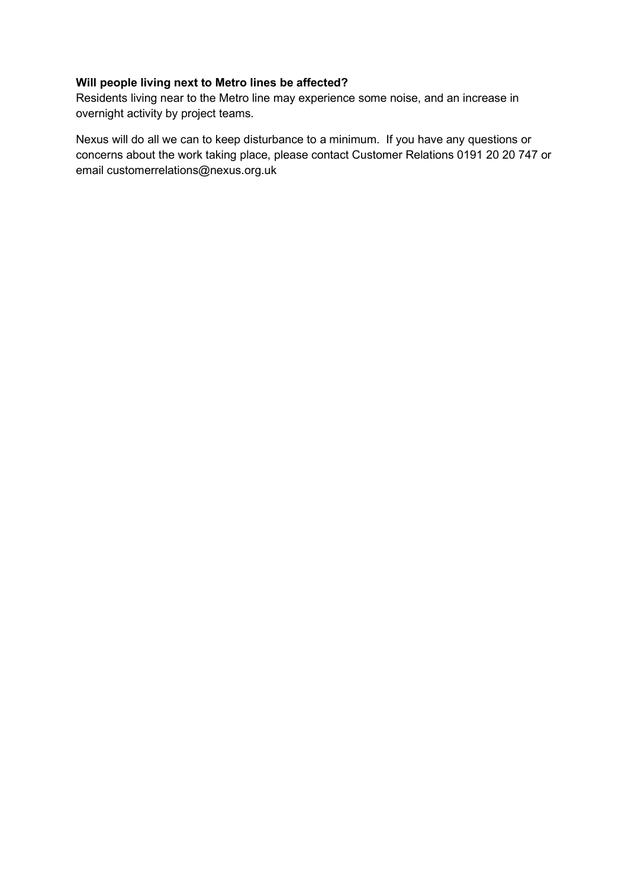**Will people living next to Metro lines be affected?**

Residents living near to the Metro line may experience some noise, and an increase in overnight activity by project teams.

Nexus will do all we can to keep disturbance to a minimum. If you have any questions or concerns about the work taking place, please contact Customer Relations 0191 20 20 747 or email customerrelations@nexus.org.uk